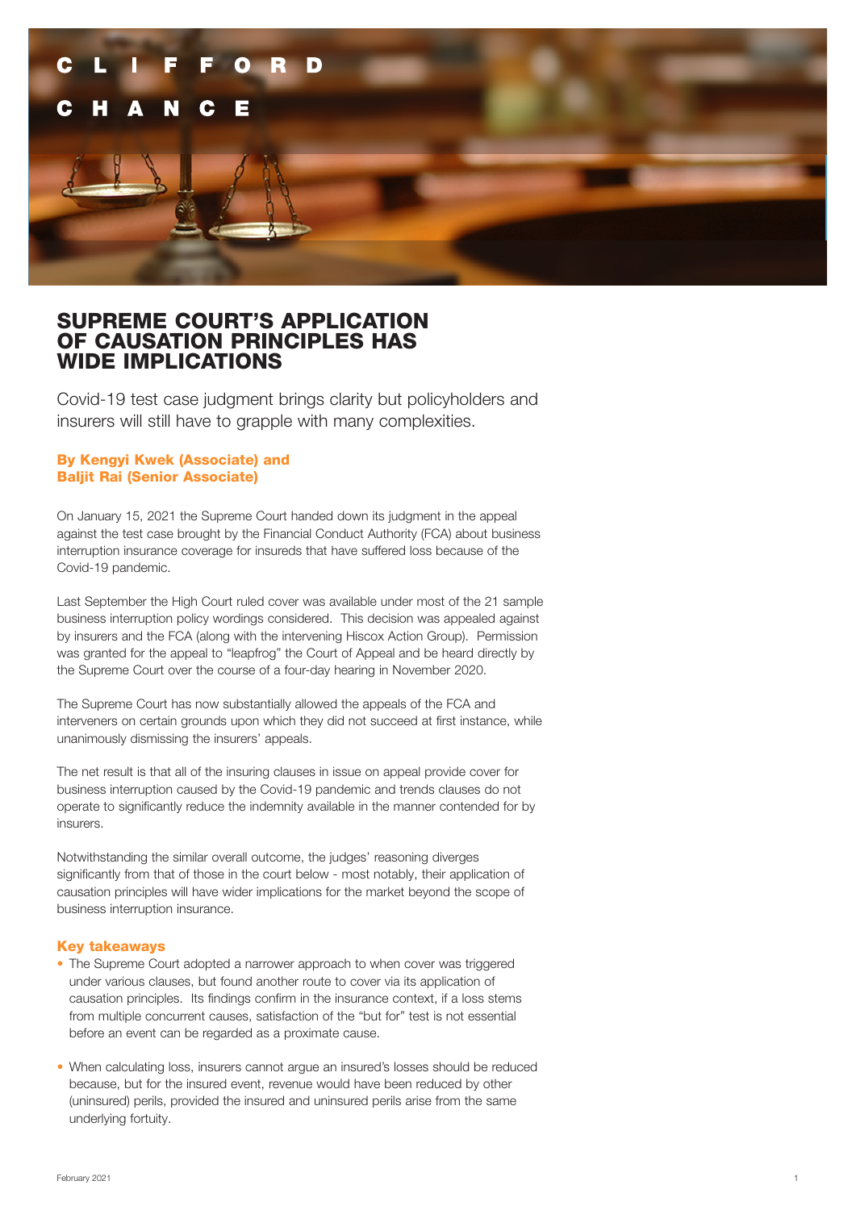CLIFFORD CHANCE

# SUPREME COURT'S APPLICATION OF CAUSATION PRINCIPLES HAS WIDE IMPLICATIONS

Covid-19 test case judgment brings clarity but policyholders and insurers will still have to grapple with many complexities.

**By Kengyi Kwek (Associate) and Baljit Rai (Senior Associate)**

On January 15, 2021 the Supreme Court handed down its judgment in the appeal against the test case brought by the Financial Conduct Authority (FCA) about business interruption insurance coverage for insureds that have suffered loss because of the Covid-19 pandemic.

Last September the High Court ruled cover was available under most of the 21 sample business interruption policy wordings considered. This decision was appealed against by insurers and the FCA (along with the intervening Hiscox Action Group). Permission was granted for the appeal to "leapfrog" the Court of Appeal and be heard directly by the Supreme Court over the course of a four-day hearing in November 2020.

The Supreme Court has now substantially allowed the appeals of the FCA and interveners on certain grounds upon which they did not succeed at first instance, while unanimously dismissing the insurers' appeals.

The net result is that all of the insuring clauses in issue on appeal provide cover for business interruption caused by the Covid-19 pandemic and trends clauses do not operate to significantly reduce the indemnity available in the manner contended for by insurers.

Notwithstanding the similar overall outcome, the judges' reasoning diverges significantly from that of those in the court below - most notably, their application of causation principles will have wider implications for the market beyond the scope of business interruption insurance.

## Key takeaways

- The Supreme Court adopted a narrower approach to when cover was triggered under various clauses, but found another route to cover via its application of causation principles. Its findings confirm in the insurance context, if a loss stems from multiple concurrent causes, satisfaction of the "but for" test is not essential before an event can be regarded as a proximate cause.
- When calculating loss, insurers cannot argue an insured's losses should be reduced because, but for the insured event, revenue would have been reduced by other (uninsured) perils, provided the insured and uninsured perils arise from the same underlying fortuity.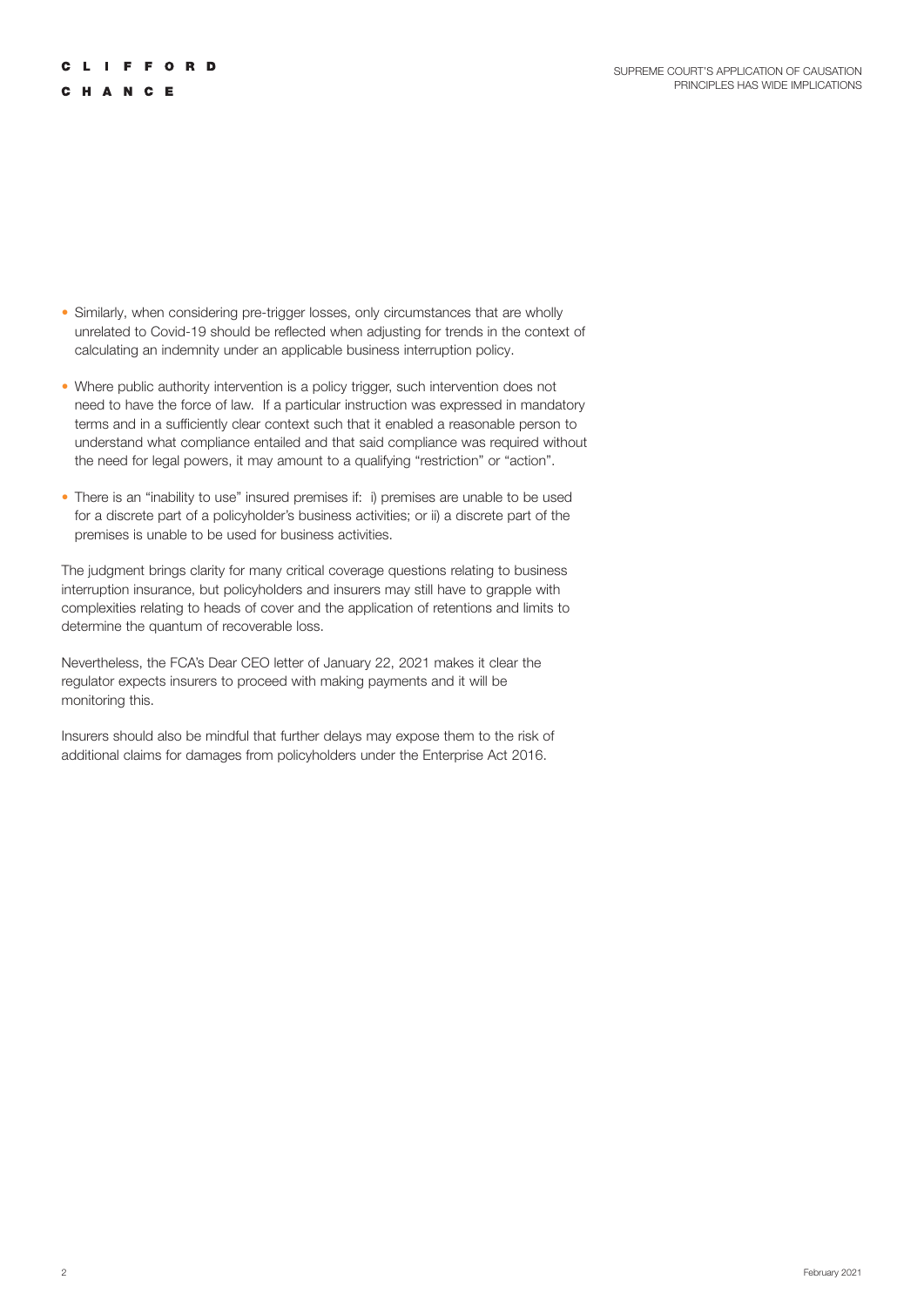- Similarly, when considering pre-trigger losses, only circumstances that are wholly unrelated to Covid-19 should be reflected when adjusting for trends in the context of calculating an indemnity under an applicable business interruption policy.
- Where public authority intervention is a policy trigger, such intervention does not need to have the force of law. If a particular instruction was expressed in mandatory terms and in a sufficiently clear context such that it enabled a reasonable person to understand what compliance entailed and that said compliance was required without the need for legal powers, it may amount to a qualifying "restriction" or "action".
- There is an "inability to use" insured premises if: i) premises are unable to be used for a discrete part of a policyholder's business activities; or ii) a discrete part of the premises is unable to be used for business activities.

The judgment brings clarity for many critical coverage questions relating to business interruption insurance, but policyholders and insurers may still have to grapple with complexities relating to heads of cover and the application of retentions and limits to determine the quantum of recoverable loss.

Nevertheless, the FCA's Dear CEO letter of January 22, 2021 makes it clear the regulator expects insurers to proceed with making payments and it will be monitoring this.

Insurers should also be mindful that further delays may expose them to the risk of additional claims for damages from policyholders under the Enterprise Act 2016.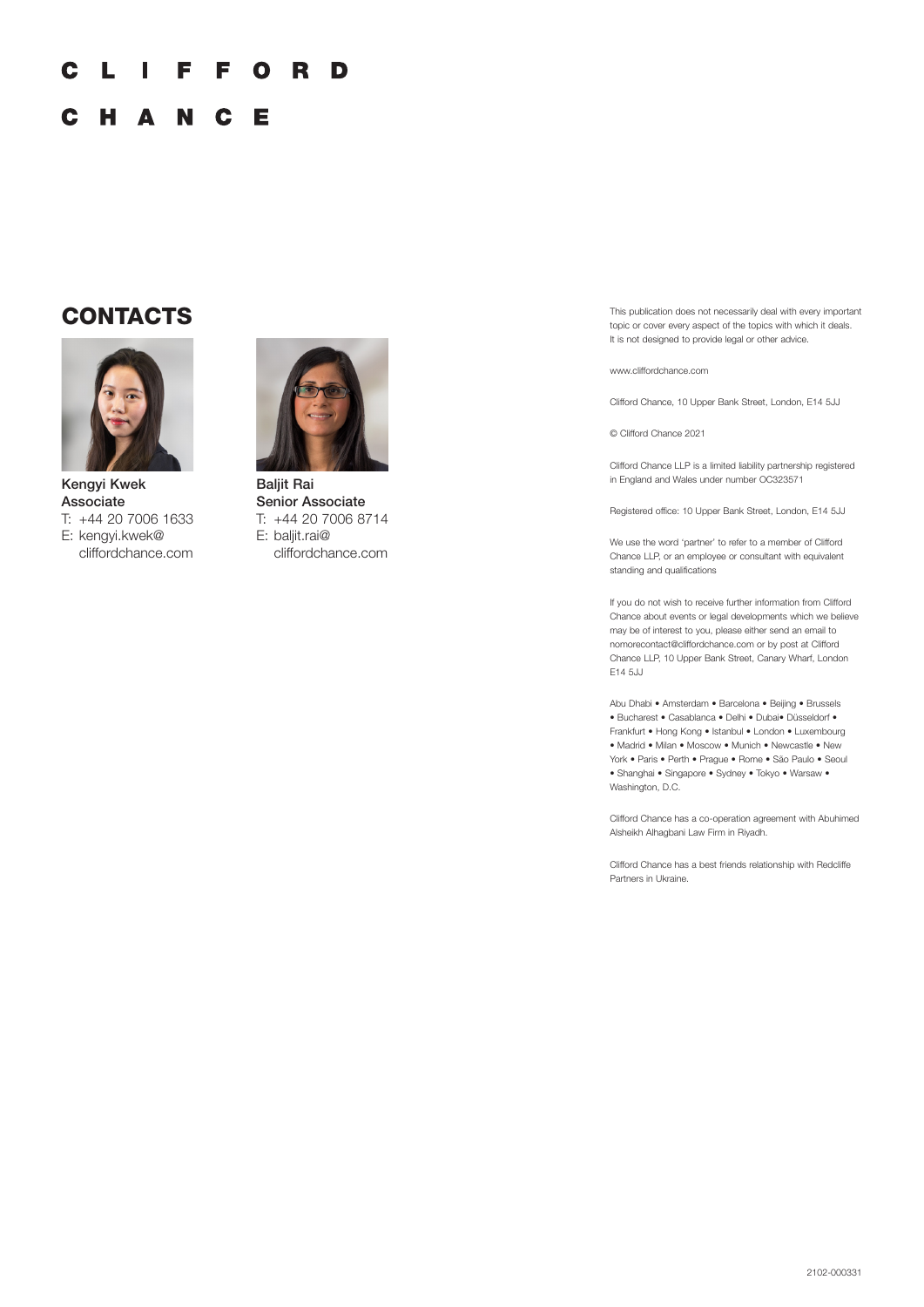CLIFFORD

CHANCE

## CONTACTS

**Kengyi Kwek**
**Associate**
T: +44 20 7006 1633
E: kengyi.kwek@cliffordchance.com

**Baljit Rai**
**Senior Associate**
T: +44 20 7006 8714
E: baljit.rai@cliffordchance.com

This publication does not necessarily deal with every important topic or cover every aspect of the topics with which it deals. It is not designed to provide legal or other advice.

www.cliffordchance.com

Clifford Chance, 10 Upper Bank Street, London, E14 5JJ

© Clifford Chance 2021

Clifford Chance LLP is a limited liability partnership registered in England and Wales under number OC323571

Registered office: 10 Upper Bank Street, London, E14 5JJ

We use the word 'partner' to refer to a member of Clifford Chance LLP, or an employee or consultant with equivalent standing and qualifications

If you do not wish to receive further information from Clifford Chance about events or legal developments which we believe may be of interest to you, please either send an email to nomorecontact@cliffordchance.com or by post at Clifford Chance LLP, 10 Upper Bank Street, Canary Wharf, London E14 5JJ

Abu Dhabi • Amsterdam • Barcelona • Beijing • Brussels • Bucharest • Casablanca • Delhi • Dubai• Düsseldorf • Frankfurt • Hong Kong • Istanbul • London • Luxembourg • Madrid • Milan • Moscow • Munich • Newcastle • New York • Paris • Perth • Prague • Rome • São Paulo • Seoul • Shanghai • Singapore • Sydney • Tokyo • Warsaw • Washington, D.C.

Clifford Chance has a co-operation agreement with Abuhimed Alsheikh Alhagbani Law Firm in Riyadh.

Clifford Chance has a best friends relationship with Redcliffe Partners in Ukraine.

2102-000331